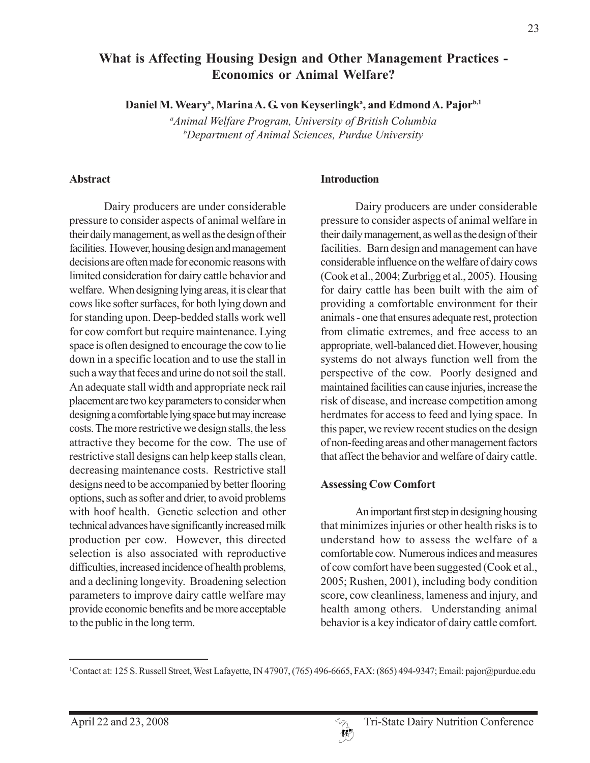# What is Affecting Housing Design and Other Management Practices - Economics or Animal Welfare?

**Daniel M. Weary[a], Marina A. G. von Keyserlingk[a], and Edmond A. Pajor[b,1]**

[a]*Animal Welfare Program, University of British Columbia*
[b]*Department of Animal Sciences, Purdue University*

## Abstract

Dairy producers are under considerable pressure to consider aspects of animal welfare in their daily management, as well as the design of their facilities. However, housing design and management decisions are often made for economic reasons with limited consideration for dairy cattle behavior and welfare. When designing lying areas, it is clear that cows like softer surfaces, for both lying down and for standing upon. Deep-bedded stalls work well for cow comfort but require maintenance. Lying space is often designed to encourage the cow to lie down in a specific location and to use the stall in such a way that feces and urine do not soil the stall. An adequate stall width and appropriate neck rail placement are two key parameters to consider when designing a comfortable lying space but may increase costs. The more restrictive we design stalls, the less attractive they become for the cow. The use of restrictive stall designs can help keep stalls clean, decreasing maintenance costs. Restrictive stall designs need to be accompanied by better flooring options, such as softer and drier, to avoid problems with hoof health. Genetic selection and other technical advances have significantly increased milk production per cow. However, this directed selection is also associated with reproductive difficulties, increased incidence of health problems, and a declining longevity. Broadening selection parameters to improve dairy cattle welfare may provide economic benefits and be more acceptable to the public in the long term.

## Introduction

Dairy producers are under considerable pressure to consider aspects of animal welfare in their daily management, as well as the design of their facilities. Barn design and management can have considerable influence on the welfare of dairy cows (Cook et al., 2004; Zurbrigg et al., 2005). Housing for dairy cattle has been built with the aim of providing a comfortable environment for their animals - one that ensures adequate rest, protection from climatic extremes, and free access to an appropriate, well-balanced diet. However, housing systems do not always function well from the perspective of the cow. Poorly designed and maintained facilities can cause injuries, increase the risk of disease, and increase competition among herdmates for access to feed and lying space. In this paper, we review recent studies on the design of non-feeding areas and other management factors that affect the behavior and welfare of dairy cattle.

## Assessing Cow Comfort

An important first step in designing housing that minimizes injuries or other health risks is to understand how to assess the welfare of a comfortable cow. Numerous indices and measures of cow comfort have been suggested (Cook et al., 2005; Rushen, 2001), including body condition score, cow cleanliness, lameness and injury, and health among others. Understanding animal behavior is a key indicator of dairy cattle comfort.

---

[1]Contact at: 125 S. Russell Street, West Lafayette, IN 47907, (765) 496-6665, FAX: (865) 494-9347; Email: pajor@purdue.edu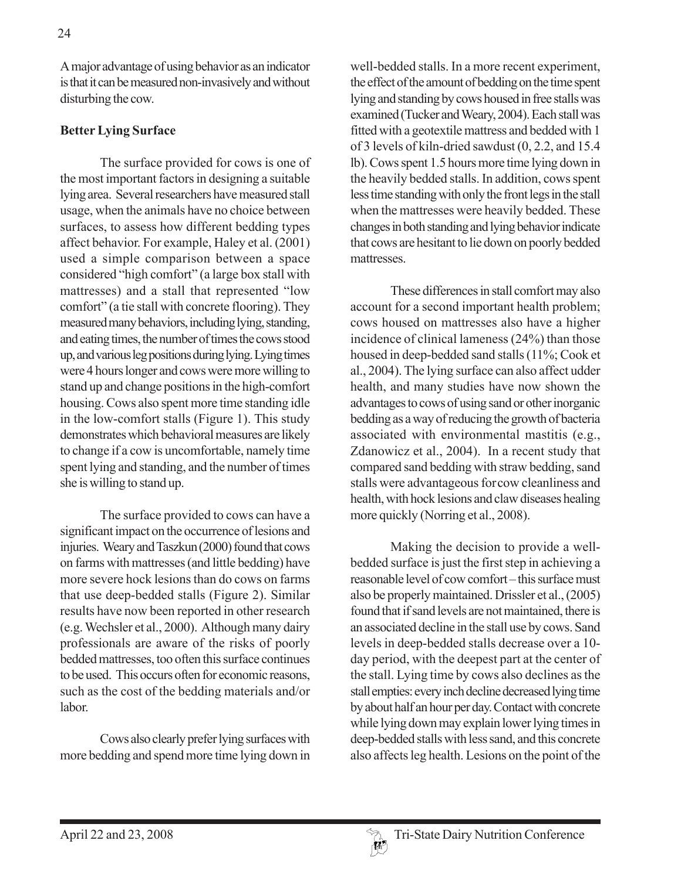A major advantage of using behavior as an indicator is that it can be measured non-invasively and without disturbing the cow.

**Better Lying Surface**

The surface provided for cows is one of the most important factors in designing a suitable lying area. Several researchers have measured stall usage, when the animals have no choice between surfaces, to assess how different bedding types affect behavior. For example, Haley et al. (2001) used a simple comparison between a space considered "high comfort" (a large box stall with mattresses) and a stall that represented "low comfort" (a tie stall with concrete flooring). They measured many behaviors, including lying, standing, and eating times, the number of times the cows stood up, and various leg positions during lying. Lying times were 4 hours longer and cows were more willing to stand up and change positions in the high-comfort housing. Cows also spent more time standing idle in the low-comfort stalls (Figure 1). This study demonstrates which behavioral measures are likely to change if a cow is uncomfortable, namely time spent lying and standing, and the number of times she is willing to stand up.

The surface provided to cows can have a significant impact on the occurrence of lesions and injuries. Weary and Taszkun (2000) found that cows on farms with mattresses (and little bedding) have more severe hock lesions than do cows on farms that use deep-bedded stalls (Figure 2). Similar results have now been reported in other research (e.g. Wechsler et al., 2000). Although many dairy professionals are aware of the risks of poorly bedded mattresses, too often this surface continues to be used. This occurs often for economic reasons, such as the cost of the bedding materials and/or labor.

Cows also clearly prefer lying surfaces with more bedding and spend more time lying down in well-bedded stalls. In a more recent experiment, the effect of the amount of bedding on the time spent lying and standing by cows housed in free stalls was examined (Tucker and Weary, 2004). Each stall was fitted with a geotextile mattress and bedded with 1 of 3 levels of kiln-dried sawdust (0, 2.2, and 15.4 lb). Cows spent 1.5 hours more time lying down in the heavily bedded stalls. In addition, cows spent less time standing with only the front legs in the stall when the mattresses were heavily bedded. These changes in both standing and lying behavior indicate that cows are hesitant to lie down on poorly bedded mattresses.

These differences in stall comfort may also account for a second important health problem; cows housed on mattresses also have a higher incidence of clinical lameness (24%) than those housed in deep-bedded sand stalls (11%; Cook et al., 2004). The lying surface can also affect udder health, and many studies have now shown the advantages to cows of using sand or other inorganic bedding as a way of reducing the growth of bacteria associated with environmental mastitis (e.g., Zdanowicz et al., 2004). In a recent study that compared sand bedding with straw bedding, sand stalls were advantageous for cow cleanliness and health, with hock lesions and claw diseases healing more quickly (Norring et al., 2008).

Making the decision to provide a well-bedded surface is just the first step in achieving a reasonable level of cow comfort – this surface must also be properly maintained. Drissler et al., (2005) found that if sand levels are not maintained, there is an associated decline in the stall use by cows. Sand levels in deep-bedded stalls decrease over a 10-day period, with the deepest part at the center of the stall. Lying time by cows also declines as the stall empties: every inch decline decreased lying time by about half an hour per day. Contact with concrete while lying down may explain lower lying times in deep-bedded stalls with less sand, and this concrete also affects leg health. Lesions on the point of the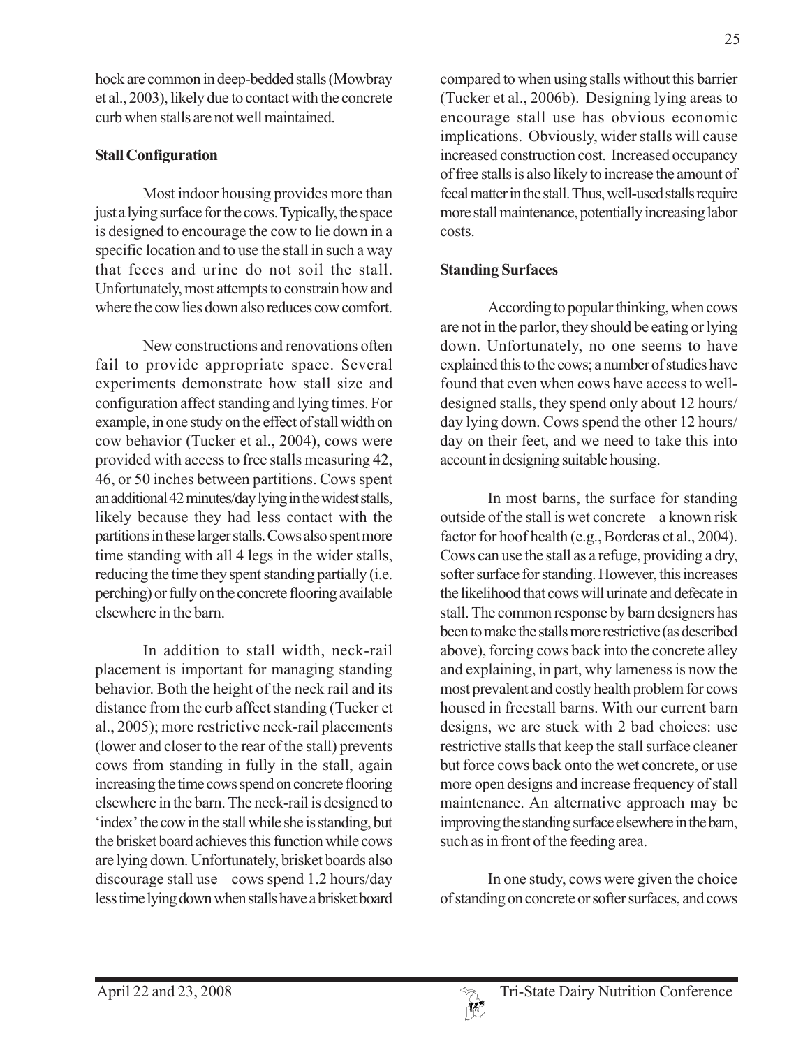hock are common in deep-bedded stalls (Mowbray et al., 2003), likely due to contact with the concrete curb when stalls are not well maintained.

**Stall Configuration**

Most indoor housing provides more than just a lying surface for the cows. Typically, the space is designed to encourage the cow to lie down in a specific location and to use the stall in such a way that feces and urine do not soil the stall. Unfortunately, most attempts to constrain how and where the cow lies down also reduces cow comfort.

New constructions and renovations often fail to provide appropriate space. Several experiments demonstrate how stall size and configuration affect standing and lying times. For example, in one study on the effect of stall width on cow behavior (Tucker et al., 2004), cows were provided with access to free stalls measuring 42, 46, or 50 inches between partitions. Cows spent an additional 42 minutes/day lying in the widest stalls, likely because they had less contact with the partitions in these larger stalls. Cows also spent more time standing with all 4 legs in the wider stalls, reducing the time they spent standing partially (i.e. perching) or fully on the concrete flooring available elsewhere in the barn.

In addition to stall width, neck-rail placement is important for managing standing behavior. Both the height of the neck rail and its distance from the curb affect standing (Tucker et al., 2005); more restrictive neck-rail placements (lower and closer to the rear of the stall) prevents cows from standing in fully in the stall, again increasing the time cows spend on concrete flooring elsewhere in the barn. The neck-rail is designed to 'index' the cow in the stall while she is standing, but the brisket board achieves this function while cows are lying down. Unfortunately, brisket boards also discourage stall use – cows spend 1.2 hours/day less time lying down when stalls have a brisket board compared to when using stalls without this barrier (Tucker et al., 2006b). Designing lying areas to encourage stall use has obvious economic implications. Obviously, wider stalls will cause increased construction cost. Increased occupancy of free stalls is also likely to increase the amount of fecal matter in the stall. Thus, well-used stalls require more stall maintenance, potentially increasing labor costs.

**Standing Surfaces**

According to popular thinking, when cows are not in the parlor, they should be eating or lying down. Unfortunately, no one seems to have explained this to the cows; a number of studies have found that even when cows have access to well-designed stalls, they spend only about 12 hours/day lying down. Cows spend the other 12 hours/day on their feet, and we need to take this into account in designing suitable housing.

In most barns, the surface for standing outside of the stall is wet concrete – a known risk factor for hoof health (e.g., Borderas et al., 2004). Cows can use the stall as a refuge, providing a dry, softer surface for standing. However, this increases the likelihood that cows will urinate and defecate in stall. The common response by barn designers has been to make the stalls more restrictive (as described above), forcing cows back into the concrete alley and explaining, in part, why lameness is now the most prevalent and costly health problem for cows housed in freestall barns. With our current barn designs, we are stuck with 2 bad choices: use restrictive stalls that keep the stall surface cleaner but force cows back onto the wet concrete, or use more open designs and increase frequency of stall maintenance. An alternative approach may be improving the standing surface elsewhere in the barn, such as in front of the feeding area.

In one study, cows were given the choice of standing on concrete or softer surfaces, and cows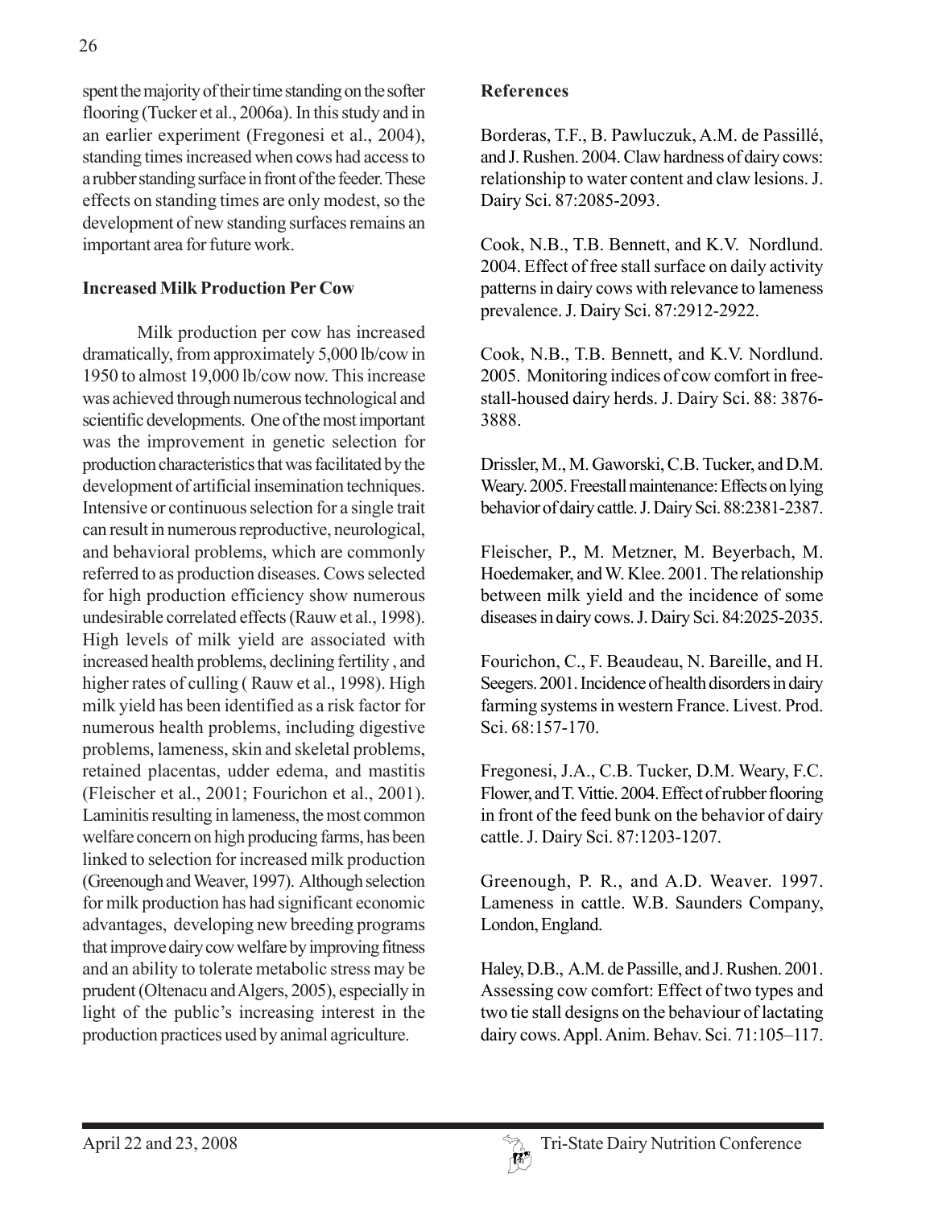spent the majority of their time standing on the softer flooring (Tucker et al., 2006a). In this study and in an earlier experiment (Fregonesi et al., 2004), standing times increased when cows had access to a rubber standing surface in front of the feeder. These effects on standing times are only modest, so the development of new standing surfaces remains an important area for future work.

**Increased Milk Production Per Cow**

Milk production per cow has increased dramatically, from approximately 5,000 lb/cow in 1950 to almost 19,000 lb/cow now. This increase was achieved through numerous technological and scientific developments. One of the most important was the improvement in genetic selection for production characteristics that was facilitated by the development of artificial insemination techniques. Intensive or continuous selection for a single trait can result in numerous reproductive, neurological, and behavioral problems, which are commonly referred to as production diseases. Cows selected for high production efficiency show numerous undesirable correlated effects (Rauw et al., 1998). High levels of milk yield are associated with increased health problems, declining fertility , and higher rates of culling ( Rauw et al., 1998). High milk yield has been identified as a risk factor for numerous health problems, including digestive problems, lameness, skin and skeletal problems, retained placentas, udder edema, and mastitis (Fleischer et al., 2001; Fourichon et al., 2001). Laminitis resulting in lameness, the most common welfare concern on high producing farms, has been linked to selection for increased milk production (Greenough and Weaver, 1997). Although selection for milk production has had significant economic advantages, developing new breeding programs that improve dairy cow welfare by improving fitness and an ability to tolerate metabolic stress may be prudent (Oltenacu and Algers, 2005), especially in light of the public's increasing interest in the production practices used by animal agriculture.

**References**

Borderas, T.F., B. Pawluczuk, A.M. de Passillé, and J. Rushen. 2004. Claw hardness of dairy cows: relationship to water content and claw lesions. J. Dairy Sci. 87:2085-2093.

Cook, N.B., T.B. Bennett, and K.V. Nordlund. 2004. Effect of free stall surface on daily activity patterns in dairy cows with relevance to lameness prevalence. J. Dairy Sci. 87:2912-2922.

Cook, N.B., T.B. Bennett, and K.V. Nordlund. 2005. Monitoring indices of cow comfort in free-stall-housed dairy herds. J. Dairy Sci. 88: 3876-3888.

Drissler, M., M. Gaworski, C.B. Tucker, and D.M. Weary. 2005. Freestall maintenance: Effects on lying behavior of dairy cattle. J. Dairy Sci. 88:2381-2387.

Fleischer, P., M. Metzner, M. Beyerbach, M. Hoedemaker, and W. Klee. 2001. The relationship between milk yield and the incidence of some diseases in dairy cows. J. Dairy Sci. 84:2025-2035.

Fourichon, C., F. Beaudeau, N. Bareille, and H. Seegers. 2001. Incidence of health disorders in dairy farming systems in western France. Livest. Prod. Sci. 68:157-170.

Fregonesi, J.A., C.B. Tucker, D.M. Weary, F.C. Flower, and T. Vittie. 2004. Effect of rubber flooring in front of the feed bunk on the behavior of dairy cattle. J. Dairy Sci. 87:1203-1207.

Greenough, P. R., and A.D. Weaver. 1997. Lameness in cattle. W.B. Saunders Company, London, England.

Haley, D.B., A.M. de Passille, and J. Rushen. 2001. Assessing cow comfort: Effect of two types and two tie stall designs on the behaviour of lactating dairy cows. Appl. Anim. Behav. Sci. 71:105–117.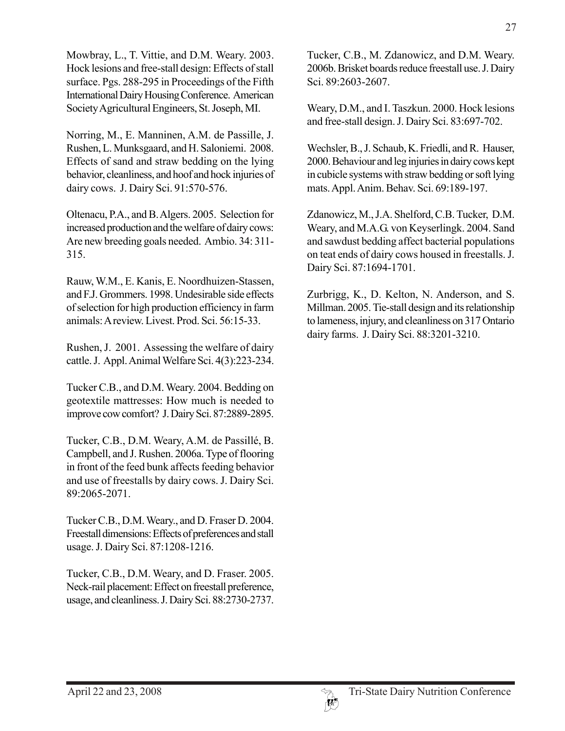Mowbray, L., T. Vittie, and D.M. Weary. 2003. Hock lesions and free-stall design: Effects of stall surface. Pgs. 288-295 in Proceedings of the Fifth International Dairy Housing Conference. American Society Agricultural Engineers, St. Joseph, MI.

Norring, M., E. Manninen, A.M. de Passille, J. Rushen, L. Munksgaard, and H. Saloniemi. 2008. Effects of sand and straw bedding on the lying behavior, cleanliness, and hoof and hock injuries of dairy cows. J. Dairy Sci. 91:570-576.

Oltenacu, P.A., and B. Algers. 2005. Selection for increased production and the welfare of dairy cows: Are new breeding goals needed. Ambio. 34: 311-315.

Rauw, W.M., E. Kanis, E. Noordhuizen-Stassen, and F.J. Grommers. 1998. Undesirable side effects of selection for high production efficiency in farm animals: A review. Livest. Prod. Sci. 56:15-33.

Rushen, J. 2001. Assessing the welfare of dairy cattle. J. Appl. Animal Welfare Sci. 4(3):223-234.

Tucker C.B., and D.M. Weary. 2004. Bedding on geotextile mattresses: How much is needed to improve cow comfort? J. Dairy Sci. 87:2889-2895.

Tucker, C.B., D.M. Weary, A.M. de Passillé, B. Campbell, and J. Rushen. 2006a. Type of flooring in front of the feed bunk affects feeding behavior and use of freestalls by dairy cows. J. Dairy Sci. 89:2065-2071.

Tucker C.B., D.M. Weary., and D. Fraser D. 2004. Freestall dimensions: Effects of preferences and stall usage. J. Dairy Sci. 87:1208-1216.

Tucker, C.B., D.M. Weary, and D. Fraser. 2005. Neck-rail placement: Effect on freestall preference, usage, and cleanliness. J. Dairy Sci. 88:2730-2737.

Tucker, C.B., M. Zdanowicz, and D.M. Weary. 2006b. Brisket boards reduce freestall use. J. Dairy Sci. 89:2603-2607.

Weary, D.M., and I. Taszkun. 2000. Hock lesions and free-stall design. J. Dairy Sci. 83:697-702.

Wechsler, B., J. Schaub, K. Friedli, and R. Hauser, 2000. Behaviour and leg injuries in dairy cows kept in cubicle systems with straw bedding or soft lying mats. Appl. Anim. Behav. Sci. 69:189-197.

Zdanowicz, M., J.A. Shelford, C.B. Tucker, D.M. Weary, and M.A.G. von Keyserlingk. 2004. Sand and sawdust bedding affect bacterial populations on teat ends of dairy cows housed in freestalls. J. Dairy Sci. 87:1694-1701.

Zurbrigg, K., D. Kelton, N. Anderson, and S. Millman. 2005. Tie-stall design and its relationship to lameness, injury, and cleanliness on 317 Ontario dairy farms. J. Dairy Sci. 88:3201-3210.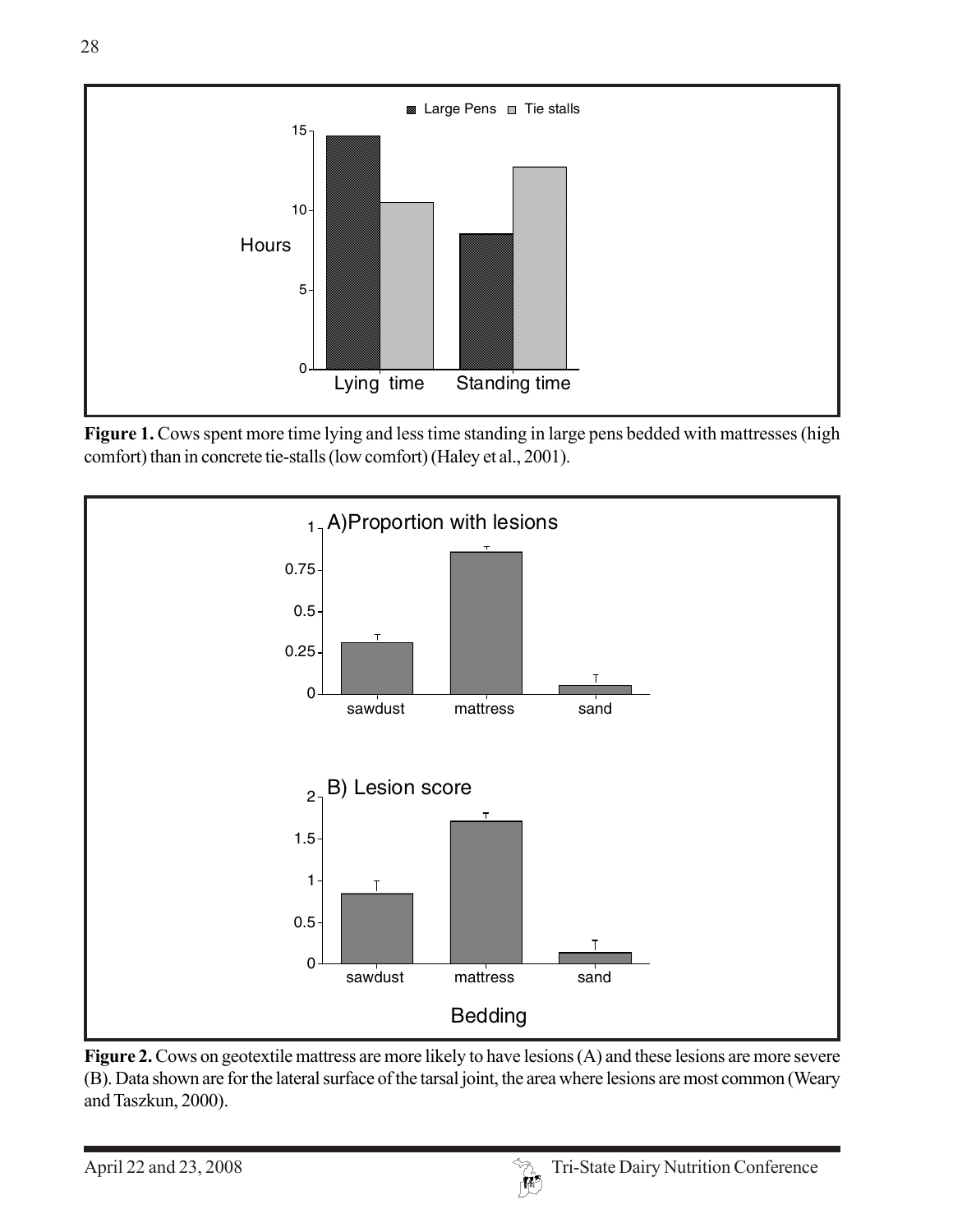Large Pens Tie stalls

15
10
5
0
Hours
Lying time Standing time

**Figure 1.** Cows spent more time lying and less time standing in large pens bedded with mattresses (high comfort) than in concrete tie-stalls (low comfort) (Haley et al., 2001).

A)Proportion with lesions
1
0.75
0.5
0.25
0
sawdust mattress sand

B) Lesion score
2
1.5
1
0.5
0
sawdust mattress sand
Bedding

**Figure 2.** Cows on geotextile mattress are more likely to have lesions (A) and these lesions are more severe (B). Data shown are for the lateral surface of the tarsal joint, the area where lesions are most common (Weary and Taszkun, 2000).